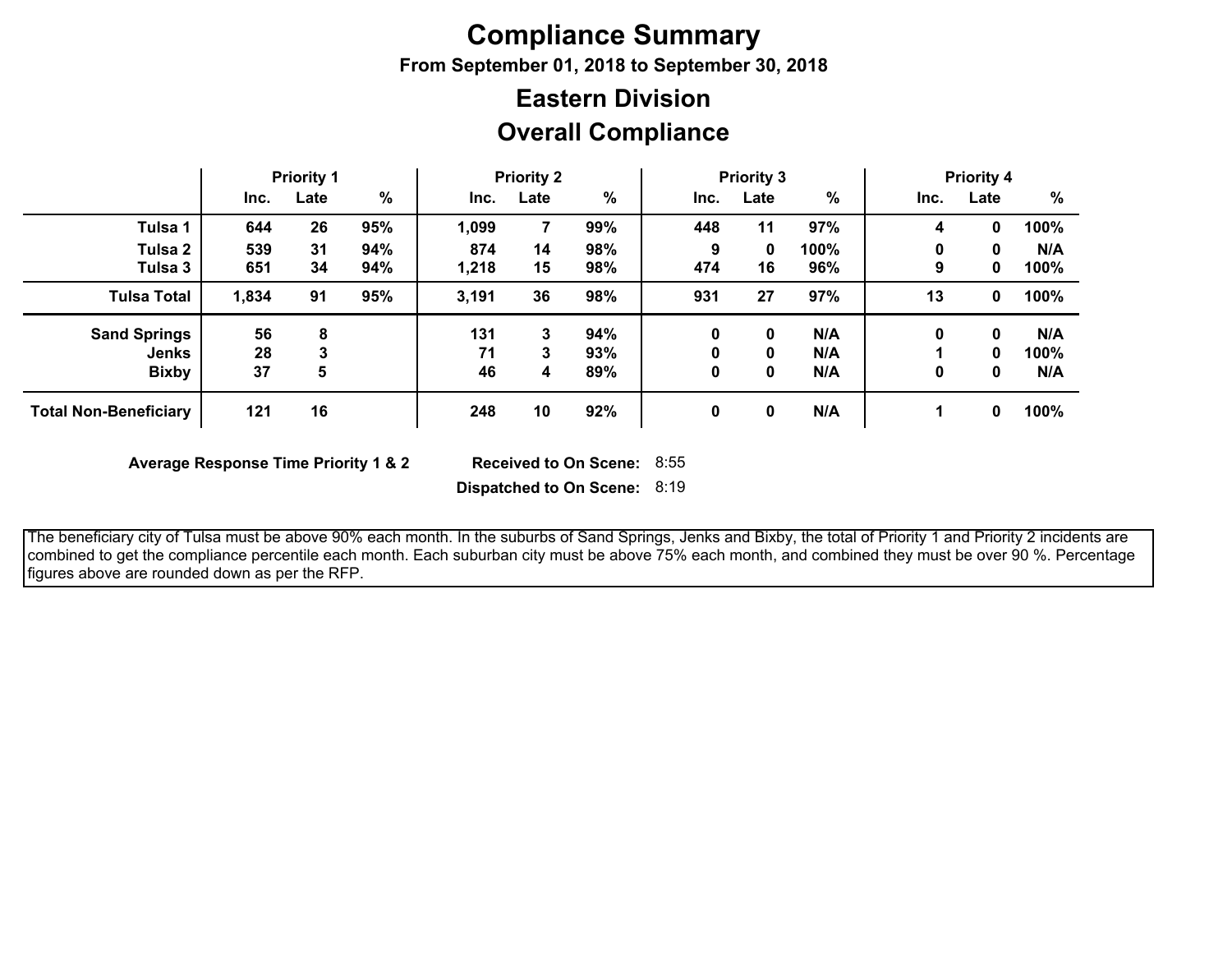# Compliance Summary

**From September 01, 2018 to September 30, 2018**

## Eastern Division

## Overall Compliance

| | Priority 1 | | | Priority 2 | | | Priority 3 | | | Priority 4 | | |
|---|---|---|---|---|---|---|---|---|---|---|---|---|
| | Inc. | Late | % | Inc. | Late | % | Inc. | Late | % | Inc. | Late | % |
| **Tulsa 1** | 644 | 26 | 95% | 1,099 | 7 | 99% | 448 | 11 | 97% | 4 | 0 | 100% |
| **Tulsa 2** | 539 | 31 | 94% | 874 | 14 | 98% | 9 | 0 | 100% | 0 | 0 | N/A |
| **Tulsa 3** | 651 | 34 | 94% | 1,218 | 15 | 98% | 474 | 16 | 96% | 9 | 0 | 100% |
| **Tulsa Total** | 1,834 | 91 | 95% | 3,191 | 36 | 98% | 931 | 27 | 97% | 13 | 0 | 100% |
| **Sand Springs** | 56 | 8 | | 131 | 3 | 94% | 0 | 0 | N/A | 0 | 0 | N/A |
| **Jenks** | 28 | 3 | | 71 | 3 | 93% | 0 | 0 | N/A | 1 | 0 | 100% |
| **Bixby** | 37 | 5 | | 46 | 4 | 89% | 0 | 0 | N/A | 0 | 0 | N/A |
| **Total Non-Beneficiary** | 121 | 16 | | 248 | 10 | 92% | 0 | 0 | N/A | 1 | 0 | 100% |

**Average Response Time Priority 1 & 2**

**Received to On Scene:** 8:55

**Dispatched to On Scene:** 8:19

The beneficiary city of Tulsa must be above 90% each month. In the suburbs of Sand Springs, Jenks and Bixby, the total of Priority 1 and Priority 2 incidents are combined to get the compliance percentile each month. Each suburban city must be above 75% each month, and combined they must be over 90 %. Percentage figures above are rounded down as per the RFP.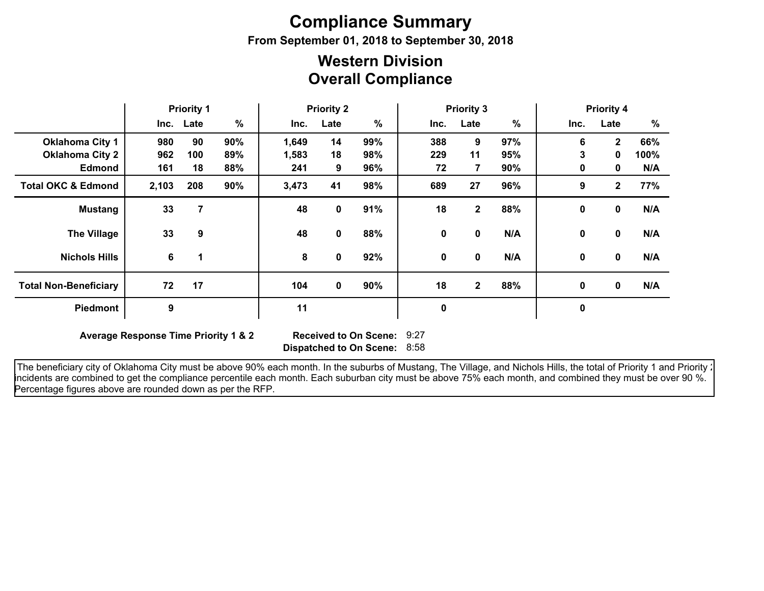# Compliance Summary

**From September 01, 2018 to September 30, 2018**

## Western Division
## Overall Compliance

| | Priority 1 | | | Priority 2 | | | Priority 3 | | | Priority 4 | | |
|---|---|---|---|---|---|---|---|---|---|---|---|---|
| | Inc. | Late | % | Inc. | Late | % | Inc. | Late | % | Inc. | Late | % |
| **Oklahoma City 1** | 980 | 90 | 90% | 1,649 | 14 | 99% | 388 | 9 | 97% | 6 | 2 | 66% |
| **Oklahoma City 2** | 962 | 100 | 89% | 1,583 | 18 | 98% | 229 | 11 | 95% | 3 | 0 | 100% |
| **Edmond** | 161 | 18 | 88% | 241 | 9 | 96% | 72 | 7 | 90% | 0 | 0 | N/A |
| **Total OKC & Edmond** | 2,103 | 208 | 90% | 3,473 | 41 | 98% | 689 | 27 | 96% | 9 | 2 | 77% |
| **Mustang** | 33 | 7 | | 48 | 0 | 91% | 18 | 2 | 88% | 0 | 0 | N/A |
| **The Village** | 33 | 9 | | 48 | 0 | 88% | 0 | 0 | N/A | 0 | 0 | N/A |
| **Nichols Hills** | 6 | 1 | | 8 | 0 | 92% | 0 | 0 | N/A | 0 | 0 | N/A |
| **Total Non-Beneficiary** | 72 | 17 | | 104 | 0 | 90% | 18 | 2 | 88% | 0 | 0 | N/A |
| **Piedmont** | 9 | | | 11 | | | 0 | | | 0 | | |

**Average Response Time Priority 1 & 2** **Received to On Scene:** 9:27 **Dispatched to On Scene:** 8:58

The beneficiary city of Oklahoma City must be above 90% each month. In the suburbs of Mustang, The Village, and Nichols Hills, the total of Priority 1 and Priority 2 incidents are combined to get the compliance percentile each month. Each suburban city must be above 75% each month, and combined they must be over 90 %. Percentage figures above are rounded down as per the RFP.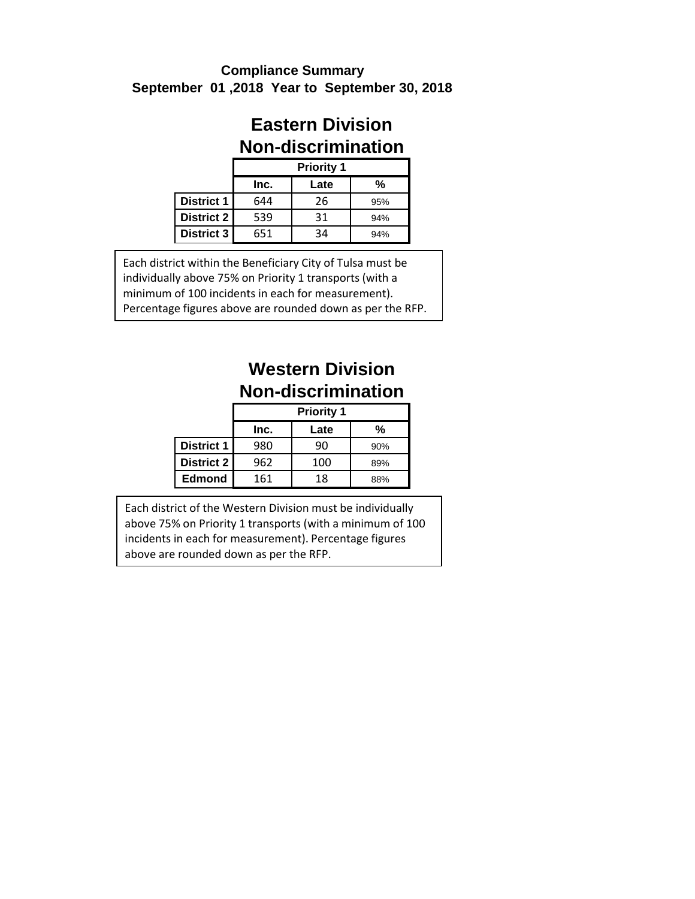**Compliance Summary**
**September 01 ,2018 Year to September 30, 2018**

## Eastern Division
## Non-discrimination

| | Priority 1 | | |
|---|---|---|---|
| | Inc. | Late | % |
| District 1 | 644 | 26 | 95% |
| District 2 | 539 | 31 | 94% |
| District 3 | 651 | 34 | 94% |

Each district within the Beneficiary City of Tulsa must be individually above 75% on Priority 1 transports (with a minimum of 100 incidents in each for measurement). Percentage figures above are rounded down as per the RFP.

## Western Division
## Non-discrimination

| | Priority 1 | | |
|---|---|---|---|
| | Inc. | Late | % |
| District 1 | 980 | 90 | 90% |
| District 2 | 962 | 100 | 89% |
| Edmond | 161 | 18 | 88% |

Each district of the Western Division must be individually above 75% on Priority 1 transports (with a minimum of 100 incidents in each for measurement). Percentage figures above are rounded down as per the RFP.